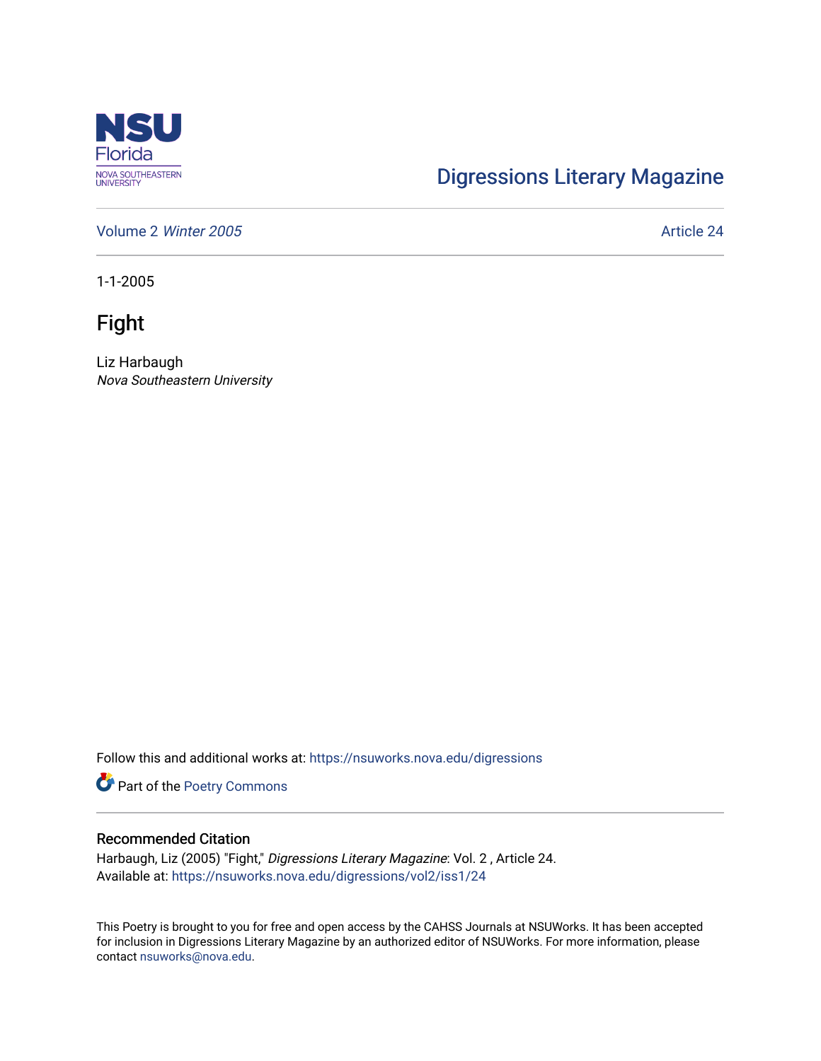NSU Florida
NOVA SOUTHEASTERN UNIVERSITY

Digressions Literary Magazine

Volume 2 *Winter 2005*

Article 24

1-1-2005

# Fight

Liz Harbaugh
*Nova Southeastern University*

Follow this and additional works at: https://nsuworks.nova.edu/digressions

Part of the Poetry Commons

## Recommended Citation

Harbaugh, Liz (2005) "Fight," *Digressions Literary Magazine*: Vol. 2 , Article 24.
Available at: https://nsuworks.nova.edu/digressions/vol2/iss1/24

This Poetry is brought to you for free and open access by the CAHSS Journals at NSUWorks. It has been accepted for inclusion in Digressions Literary Magazine by an authorized editor of NSUWorks. For more information, please contact nsuworks@nova.edu.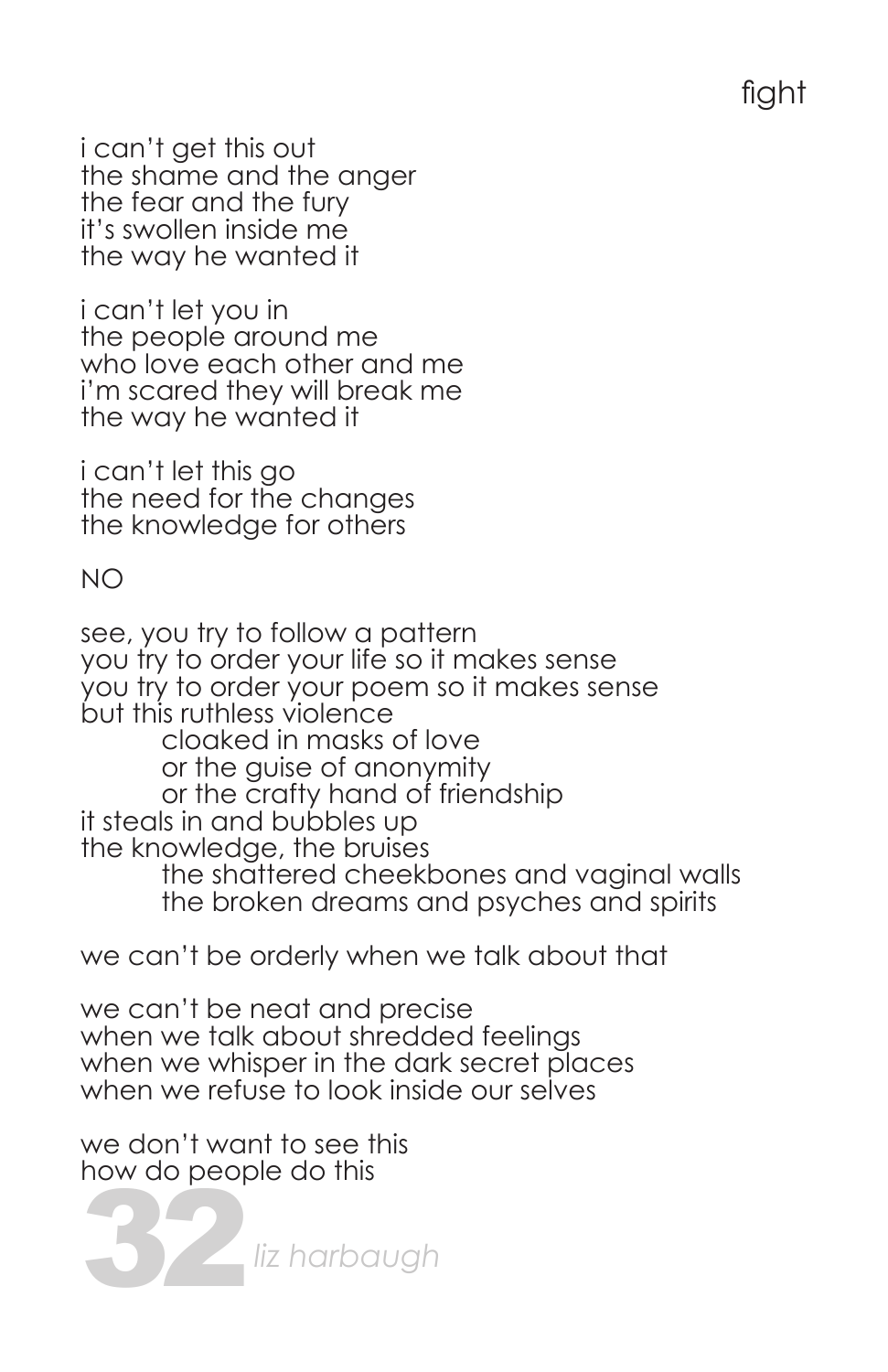# fight

i can't get this out
the shame and the anger
the fear and the fury
it's swollen inside me
the way he wanted it

i can't let you in
the people around me
who love each other and me
i'm scared they will break me
the way he wanted it

i can't let this go
the need for the changes
the knowledge for others

NO

see, you try to follow a pattern
you try to order your life so it makes sense
you try to order your poem so it makes sense
but this ruthless violence
        cloaked in masks of love
        or the guise of anonymity
        or the crafty hand of friendship
it steals in and bubbles up
the knowledge, the bruises
        the shattered cheekbones and vaginal walls
        the broken dreams and psyches and spirits

we can't be orderly when we talk about that

we can't be neat and precise
when we talk about shredded feelings
when we whisper in the dark secret places
when we refuse to look inside our selves

we don't want to see this
how do people do this

*liz harbaugh*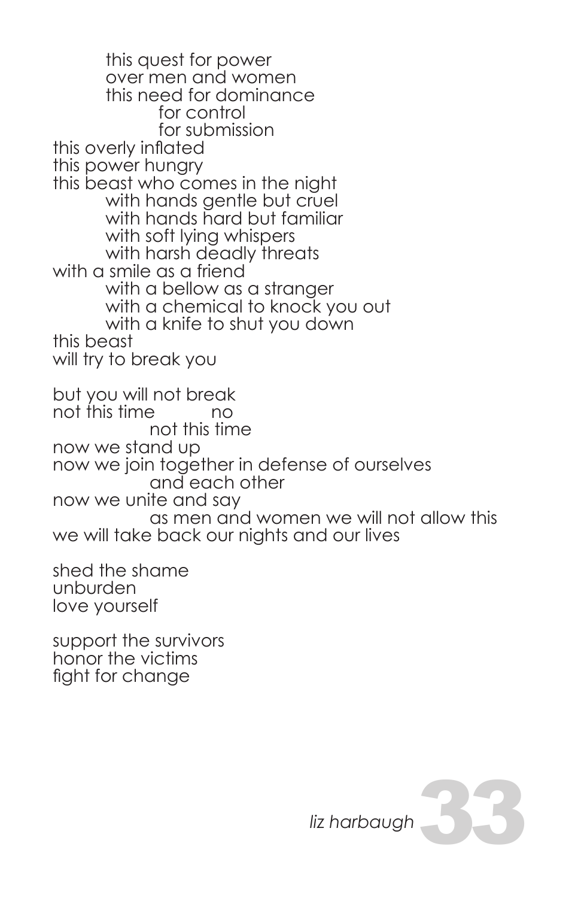this quest for power
over men and women
this need for dominance
for control
for submission
this overly inflated
this power hungry
this beast who comes in the night
with hands gentle but cruel
with hands hard but familiar
with soft lying whispers
with harsh deadly threats
with a smile as a friend
with a bellow as a stranger
with a chemical to knock you out
with a knife to shut you down
this beast
will try to break you

but you will not break
not this time no
not this time
now we stand up
now we join together in defense of ourselves
and each other
now we unite and say
as men and women we will not allow this
we will take back our nights and our lives

shed the shame
unburden
love yourself

support the survivors
honor the victims
fight for change

*liz harbaugh*